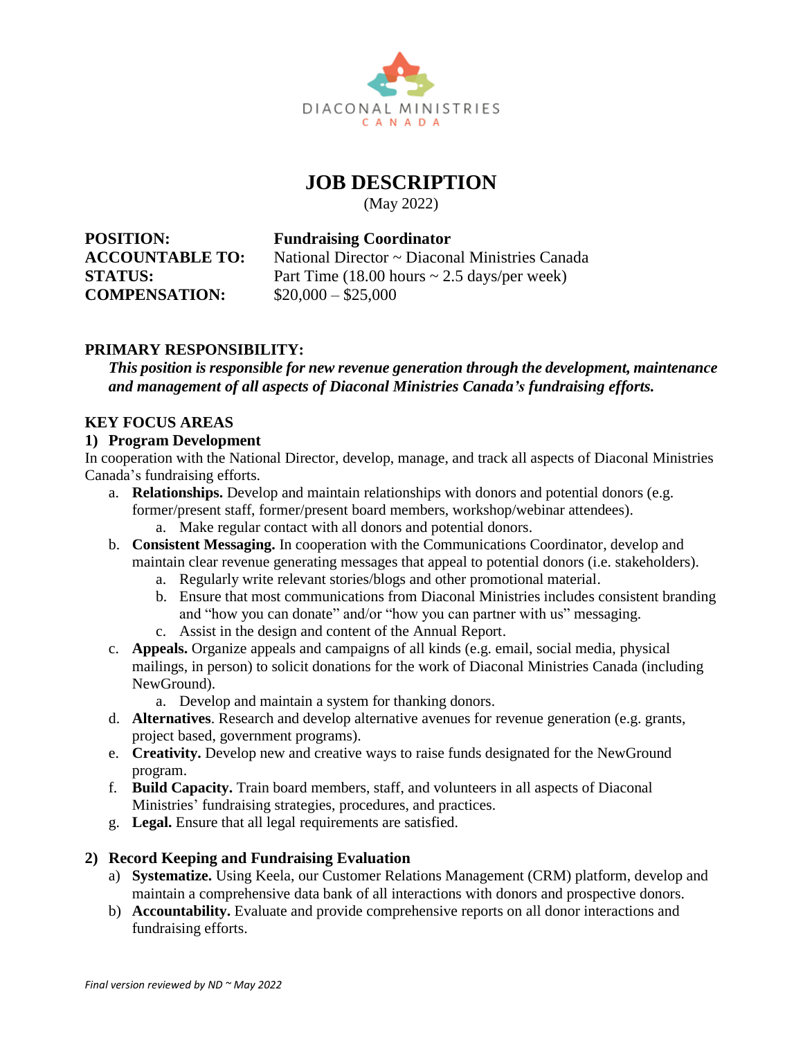DIACONAL MINISTRIES
CANADA

# JOB DESCRIPTION

(May 2022)

**POSITION:** **Fundraising Coordinator**
**ACCOUNTABLE TO:** National Director ~ Diaconal Ministries Canada
**STATUS:** Part Time (18.00 hours ~ 2.5 days/per week)
**COMPENSATION:** $20,000 – $25,000

## PRIMARY RESPONSIBILITY:

***This position is responsible for new revenue generation through the development, maintenance and management of all aspects of Diaconal Ministries Canada's fundraising efforts.***

## KEY FOCUS AREAS

### 1) Program Development

In cooperation with the National Director, develop, manage, and track all aspects of Diaconal Ministries Canada's fundraising efforts.

a. **Relationships.** Develop and maintain relationships with donors and potential donors (e.g. former/present staff, former/present board members, workshop/webinar attendees).
   a. Make regular contact with all donors and potential donors.

b. **Consistent Messaging.** In cooperation with the Communications Coordinator, develop and maintain clear revenue generating messages that appeal to potential donors (i.e. stakeholders).
   a. Regularly write relevant stories/blogs and other promotional material.
   b. Ensure that most communications from Diaconal Ministries includes consistent branding and "how you can donate" and/or "how you can partner with us" messaging.
   c. Assist in the design and content of the Annual Report.

c. **Appeals.** Organize appeals and campaigns of all kinds (e.g. email, social media, physical mailings, in person) to solicit donations for the work of Diaconal Ministries Canada (including NewGround).
   a. Develop and maintain a system for thanking donors.

d. **Alternatives**. Research and develop alternative avenues for revenue generation (e.g. grants, project based, government programs).

e. **Creativity.** Develop new and creative ways to raise funds designated for the NewGround program.

f. **Build Capacity.** Train board members, staff, and volunteers in all aspects of Diaconal Ministries' fundraising strategies, procedures, and practices.

g. **Legal.** Ensure that all legal requirements are satisfied.

### 2) Record Keeping and Fundraising Evaluation

a) **Systematize.** Using Keela, our Customer Relations Management (CRM) platform, develop and maintain a comprehensive data bank of all interactions with donors and prospective donors.

b) **Accountability.** Evaluate and provide comprehensive reports on all donor interactions and fundraising efforts.

*Final version reviewed by ND ~ May 2022*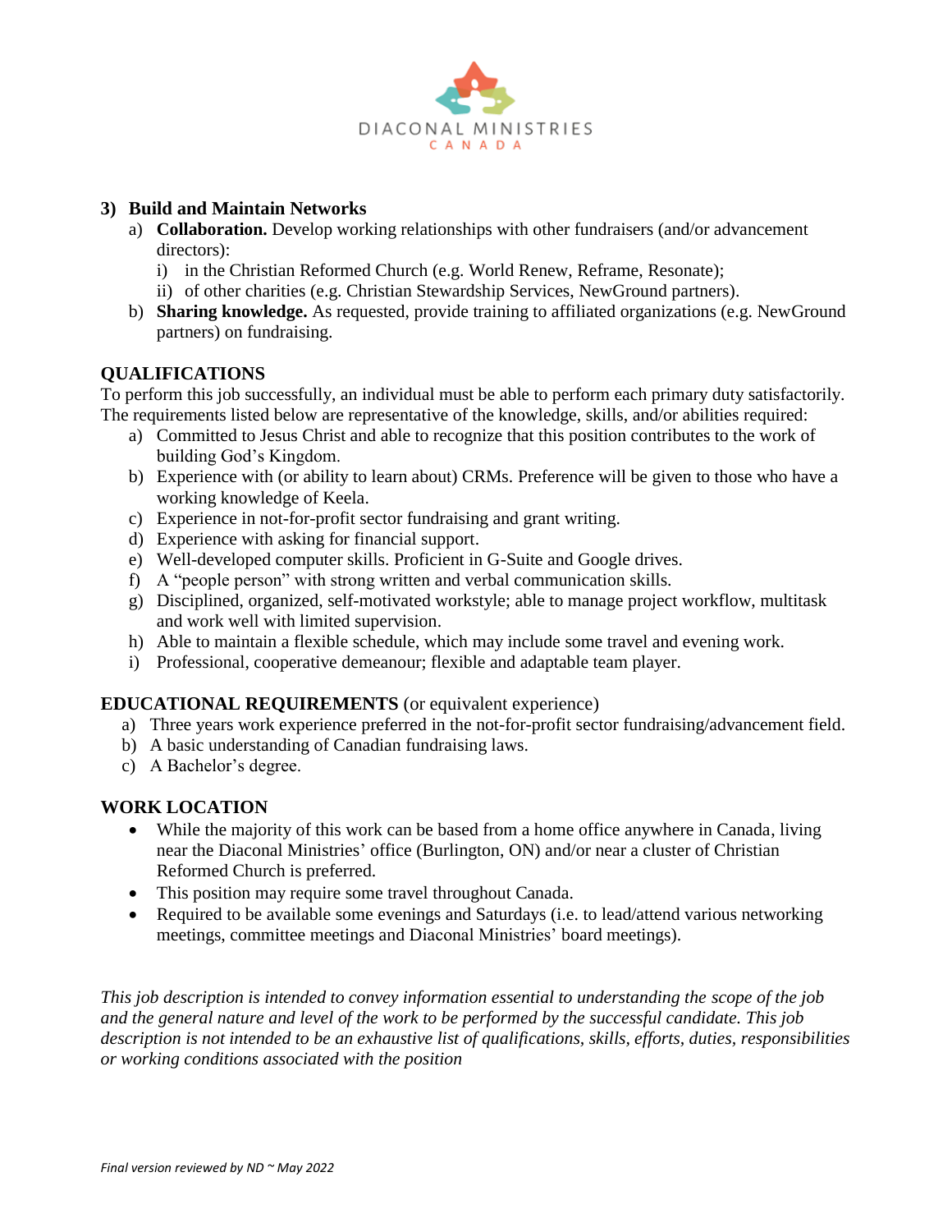DIACONAL MINISTRIES
CANADA

### 3) Build and Maintain Networks

a) **Collaboration.** Develop working relationships with other fundraisers (and/or advancement directors):
   i) in the Christian Reformed Church (e.g. World Renew, Reframe, Resonate);
   ii) of other charities (e.g. Christian Stewardship Services, NewGround partners).

b) **Sharing knowledge.** As requested, provide training to affiliated organizations (e.g. NewGround partners) on fundraising.

## QUALIFICATIONS

To perform this job successfully, an individual must be able to perform each primary duty satisfactorily. The requirements listed below are representative of the knowledge, skills, and/or abilities required:

a) Committed to Jesus Christ and able to recognize that this position contributes to the work of building God's Kingdom.
b) Experience with (or ability to learn about) CRMs. Preference will be given to those who have a working knowledge of Keela.
c) Experience in not-for-profit sector fundraising and grant writing.
d) Experience with asking for financial support.
e) Well-developed computer skills. Proficient in G-Suite and Google drives.
f) A "people person" with strong written and verbal communication skills.
g) Disciplined, organized, self-motivated workstyle; able to manage project workflow, multitask and work well with limited supervision.
h) Able to maintain a flexible schedule, which may include some travel and evening work.
i) Professional, cooperative demeanour; flexible and adaptable team player.

## EDUCATIONAL REQUIREMENTS (or equivalent experience)

a) Three years work experience preferred in the not-for-profit sector fundraising/advancement field.
b) A basic understanding of Canadian fundraising laws.
c) A Bachelor's degree.

## WORK LOCATION

- While the majority of this work can be based from a home office anywhere in Canada, living near the Diaconal Ministries' office (Burlington, ON) and/or near a cluster of Christian Reformed Church is preferred.
- This position may require some travel throughout Canada.
- Required to be available some evenings and Saturdays (i.e. to lead/attend various networking meetings, committee meetings and Diaconal Ministries' board meetings).

*This job description is intended to convey information essential to understanding the scope of the job and the general nature and level of the work to be performed by the successful candidate. This job description is not intended to be an exhaustive list of qualifications, skills, efforts, duties, responsibilities or working conditions associated with the position*

*Final version reviewed by ND ~ May 2022*